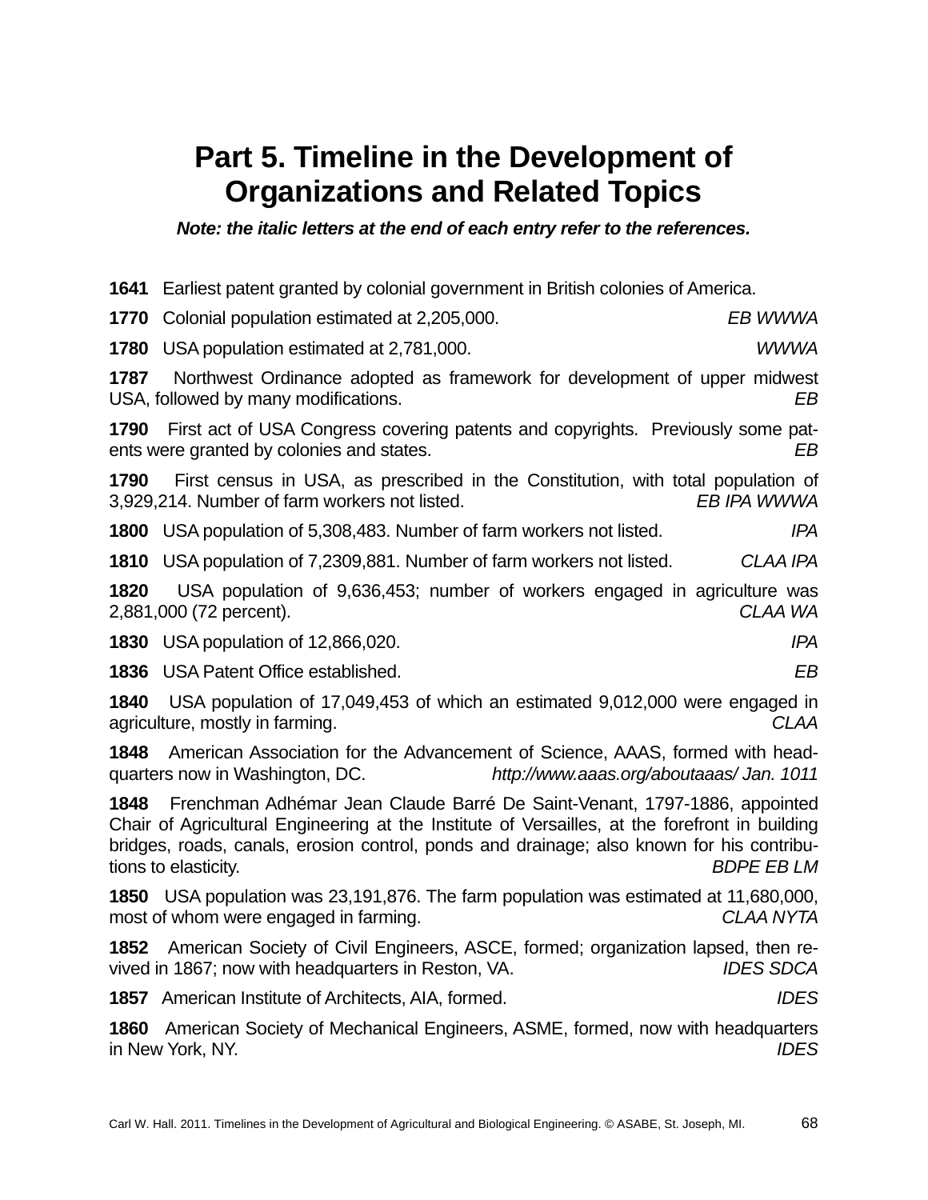# Part 5. Timeline in the Development of Organizations and Related Topics

***Note: the italic letters at the end of each entry refer to the references.***

**1641** Earliest patent granted by colonial government in British colonies of America.

**1770** Colonial population estimated at 2,205,000. *EB WWWA*

**1780** USA population estimated at 2,781,000. *WWWA*

**1787** Northwest Ordinance adopted as framework for development of upper midwest USA, followed by many modifications. *EB*

**1790** First act of USA Congress covering patents and copyrights. Previously some patents were granted by colonies and states. *EB*

**1790** First census in USA, as prescribed in the Constitution, with total population of 3,929,214. Number of farm workers not listed. *EB IPA WWWA*

**1800** USA population of 5,308,483. Number of farm workers not listed. *IPA*

**1810** USA population of 7,2309,881. Number of farm workers not listed. *CLAA IPA*

**1820** USA population of 9,636,453; number of workers engaged in agriculture was 2,881,000 (72 percent). *CLAA WA*

**1830** USA population of 12,866,020. *IPA*

**1836** USA Patent Office established. *EB*

**1840** USA population of 17,049,453 of which an estimated 9,012,000 were engaged in agriculture, mostly in farming. *CLAA*

**1848** American Association for the Advancement of Science, AAAS, formed with headquarters now in Washington, DC. *http://www.aaas.org/aboutaaas/ Jan. 1011*

**1848** Frenchman Adhémar Jean Claude Barré De Saint-Venant, 1797-1886, appointed Chair of Agricultural Engineering at the Institute of Versailles, at the forefront in building bridges, roads, canals, erosion control, ponds and drainage; also known for his contributions to elasticity. *BDPE EB LM*

**1850** USA population was 23,191,876. The farm population was estimated at 11,680,000, most of whom were engaged in farming. *CLAA NYTA*

**1852** American Society of Civil Engineers, ASCE, formed; organization lapsed, then revived in 1867; now with headquarters in Reston, VA. *IDES SDCA*

**1857** American Institute of Architects, AIA, formed. *IDES*

**1860** American Society of Mechanical Engineers, ASME, formed, now with headquarters in New York, NY. *IDES*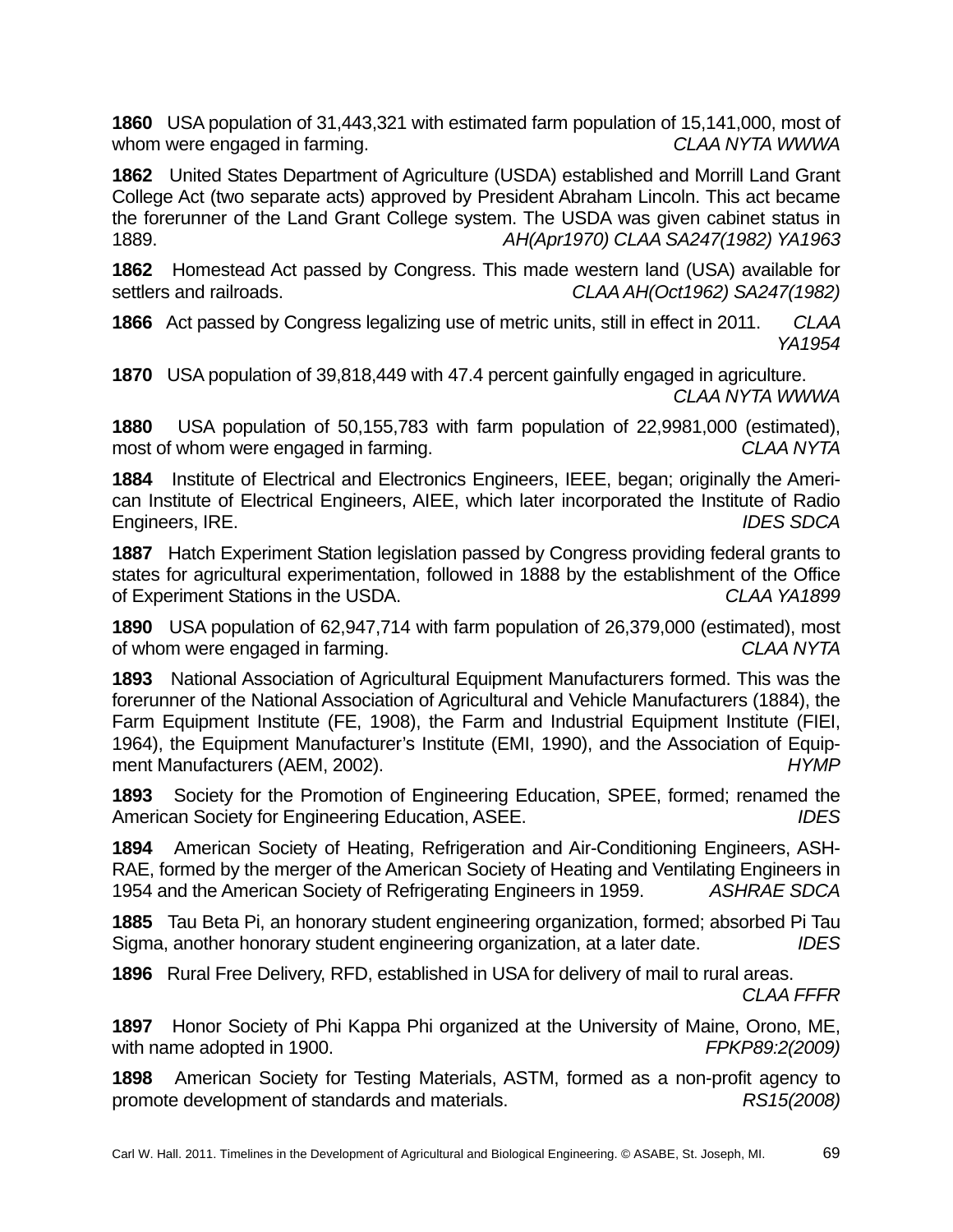**1860** USA population of 31,443,321 with estimated farm population of 15,141,000, most of whom were engaged in farming. *CLAA NYTA WWWA*

**1862** United States Department of Agriculture (USDA) established and Morrill Land Grant College Act (two separate acts) approved by President Abraham Lincoln. This act became the forerunner of the Land Grant College system. The USDA was given cabinet status in 1889. *AH(Apr1970) CLAA SA247(1982) YA1963*

**1862** Homestead Act passed by Congress. This made western land (USA) available for settlers and railroads. *CLAA AH(Oct1962) SA247(1982)*

**1866** Act passed by Congress legalizing use of metric units, still in effect in 2011. *CLAA YA1954*

**1870** USA population of 39,818,449 with 47.4 percent gainfully engaged in agriculture. *CLAA NYTA WWWA*

**1880** USA population of 50,155,783 with farm population of 22,9981,000 (estimated), most of whom were engaged in farming. *CLAA NYTA*

**1884** Institute of Electrical and Electronics Engineers, IEEE, began; originally the American Institute of Electrical Engineers, AIEE, which later incorporated the Institute of Radio Engineers, IRE. *IDES SDCA*

**1887** Hatch Experiment Station legislation passed by Congress providing federal grants to states for agricultural experimentation, followed in 1888 by the establishment of the Office of Experiment Stations in the USDA. *CLAA YA1899*

**1890** USA population of 62,947,714 with farm population of 26,379,000 (estimated), most of whom were engaged in farming. *CLAA NYTA*

**1893** National Association of Agricultural Equipment Manufacturers formed. This was the forerunner of the National Association of Agricultural and Vehicle Manufacturers (1884), the Farm Equipment Institute (FE, 1908), the Farm and Industrial Equipment Institute (FIEI, 1964), the Equipment Manufacturer's Institute (EMI, 1990), and the Association of Equipment Manufacturers (AEM, 2002). *HYMP*

**1893** Society for the Promotion of Engineering Education, SPEE, formed; renamed the American Society for Engineering Education, ASEE. *IDES*

**1894** American Society of Heating, Refrigeration and Air-Conditioning Engineers, ASHRAE, formed by the merger of the American Society of Heating and Ventilating Engineers in 1954 and the American Society of Refrigerating Engineers in 1959. *ASHRAE SDCA*

**1885** Tau Beta Pi, an honorary student engineering organization, formed; absorbed Pi Tau Sigma, another honorary student engineering organization, at a later date. *IDES*

**1896** Rural Free Delivery, RFD, established in USA for delivery of mail to rural areas. *CLAA FFFR*

**1897** Honor Society of Phi Kappa Phi organized at the University of Maine, Orono, ME, with name adopted in 1900. *FPKP89:2(2009)*

**1898** American Society for Testing Materials, ASTM, formed as a non-profit agency to promote development of standards and materials. *RS15(2008)*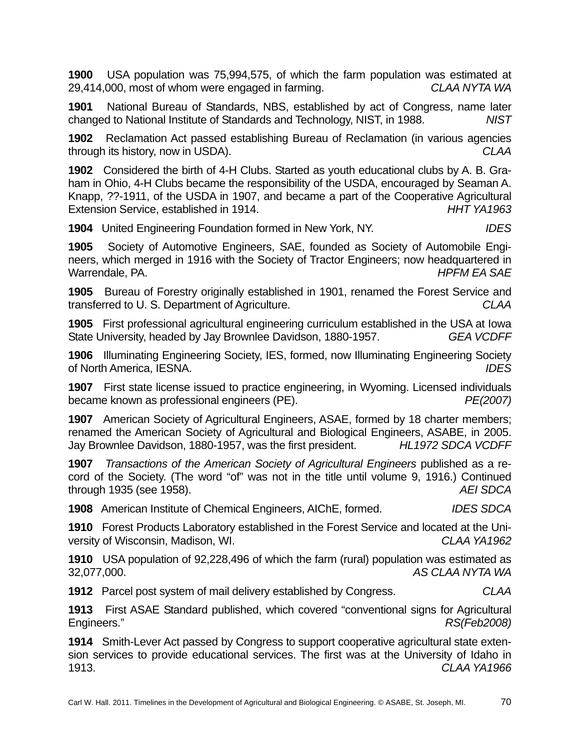**1900** USA population was 75,994,575, of which the farm population was estimated at 29,414,000, most of whom were engaged in farming. *CLAA NYTA WA*

**1901** National Bureau of Standards, NBS, established by act of Congress, name later changed to National Institute of Standards and Technology, NIST, in 1988. *NIST*

**1902** Reclamation Act passed establishing Bureau of Reclamation (in various agencies through its history, now in USDA). *CLAA*

**1902** Considered the birth of 4-H Clubs. Started as youth educational clubs by A. B. Graham in Ohio, 4-H Clubs became the responsibility of the USDA, encouraged by Seaman A. Knapp, ??-1911, of the USDA in 1907, and became a part of the Cooperative Agricultural Extension Service, established in 1914. *HHT YA1963*

**1904** United Engineering Foundation formed in New York, NY. *IDES*

**1905** Society of Automotive Engineers, SAE, founded as Society of Automobile Engineers, which merged in 1916 with the Society of Tractor Engineers; now headquartered in Warrendale, PA. *HPFM EA SAE*

**1905** Bureau of Forestry originally established in 1901, renamed the Forest Service and transferred to U. S. Department of Agriculture. *CLAA*

**1905** First professional agricultural engineering curriculum established in the USA at Iowa State University, headed by Jay Brownlee Davidson, 1880-1957. *GEA VCDFF*

**1906** Illuminating Engineering Society, IES, formed, now Illuminating Engineering Society of North America, IESNA. *IDES*

**1907** First state license issued to practice engineering, in Wyoming. Licensed individuals became known as professional engineers (PE). *PE(2007)*

**1907** American Society of Agricultural Engineers, ASAE, formed by 18 charter members; renamed the American Society of Agricultural and Biological Engineers, ASABE, in 2005. Jay Brownlee Davidson, 1880-1957, was the first president. *HL1972 SDCA VCDFF*

**1907** *Transactions of the American Society of Agricultural Engineers* published as a record of the Society. (The word "of" was not in the title until volume 9, 1916.) Continued through 1935 (see 1958). *AEI SDCA*

**1908** American Institute of Chemical Engineers, AIChE, formed. *IDES SDCA*

**1910** Forest Products Laboratory established in the Forest Service and located at the University of Wisconsin, Madison, WI. *CLAA YA1962*

**1910** USA population of 92,228,496 of which the farm (rural) population was estimated as 32,077,000. *AS CLAA NYTA WA*

**1912** Parcel post system of mail delivery established by Congress. *CLAA*

**1913** First ASAE Standard published, which covered "conventional signs for Agricultural Engineers." *RS(Feb2008)*

**1914** Smith-Lever Act passed by Congress to support cooperative agricultural state extension services to provide educational services. The first was at the University of Idaho in 1913. *CLAA YA1966*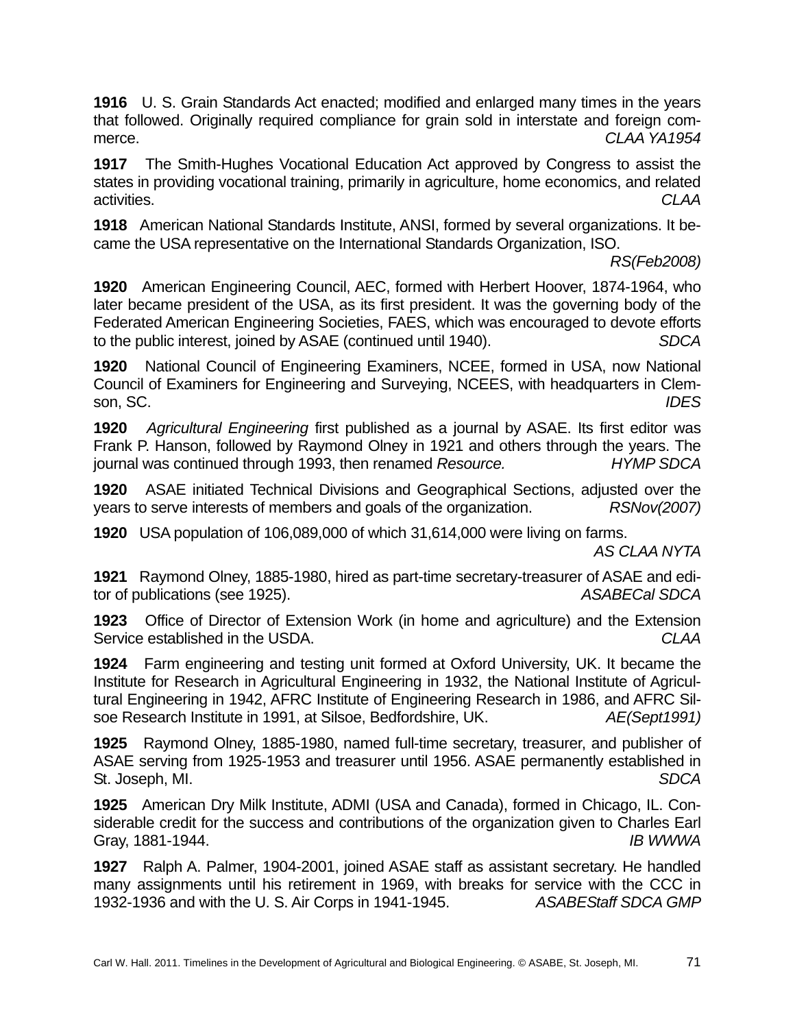**1916** U. S. Grain Standards Act enacted; modified and enlarged many times in the years that followed. Originally required compliance for grain sold in interstate and foreign commerce. *CLAA YA1954*

**1917** The Smith-Hughes Vocational Education Act approved by Congress to assist the states in providing vocational training, primarily in agriculture, home economics, and related activities. *CLAA*

**1918** American National Standards Institute, ANSI, formed by several organizations. It became the USA representative on the International Standards Organization, ISO. *RS(Feb2008)*

**1920** American Engineering Council, AEC, formed with Herbert Hoover, 1874-1964, who later became president of the USA, as its first president. It was the governing body of the Federated American Engineering Societies, FAES, which was encouraged to devote efforts to the public interest, joined by ASAE (continued until 1940). *SDCA*

**1920** National Council of Engineering Examiners, NCEE, formed in USA, now National Council of Examiners for Engineering and Surveying, NCEES, with headquarters in Clemson, SC. *IDES*

**1920** *Agricultural Engineering* first published as a journal by ASAE. Its first editor was Frank P. Hanson, followed by Raymond Olney in 1921 and others through the years. The journal was continued through 1993, then renamed *Resource.* *HYMP SDCA*

**1920** ASAE initiated Technical Divisions and Geographical Sections, adjusted over the years to serve interests of members and goals of the organization. *RSNov(2007)*

**1920** USA population of 106,089,000 of which 31,614,000 were living on farms. *AS CLAA NYTA*

**1921** Raymond Olney, 1885-1980, hired as part-time secretary-treasurer of ASAE and editor of publications (see 1925). *ASABECal SDCA*

**1923** Office of Director of Extension Work (in home and agriculture) and the Extension Service established in the USDA. *CLAA*

**1924** Farm engineering and testing unit formed at Oxford University, UK. It became the Institute for Research in Agricultural Engineering in 1932, the National Institute of Agricultural Engineering in 1942, AFRC Institute of Engineering Research in 1986, and AFRC Silsoe Research Institute in 1991, at Silsoe, Bedfordshire, UK. *AE(Sept1991)*

**1925** Raymond Olney, 1885-1980, named full-time secretary, treasurer, and publisher of ASAE serving from 1925-1953 and treasurer until 1956. ASAE permanently established in St. Joseph, MI. *SDCA*

**1925** American Dry Milk Institute, ADMI (USA and Canada), formed in Chicago, IL. Considerable credit for the success and contributions of the organization given to Charles Earl Gray, 1881-1944. *IB WWWA*

**1927** Ralph A. Palmer, 1904-2001, joined ASAE staff as assistant secretary. He handled many assignments until his retirement in 1969, with breaks for service with the CCC in 1932-1936 and with the U. S. Air Corps in 1941-1945. *ASABEStaff SDCA GMP*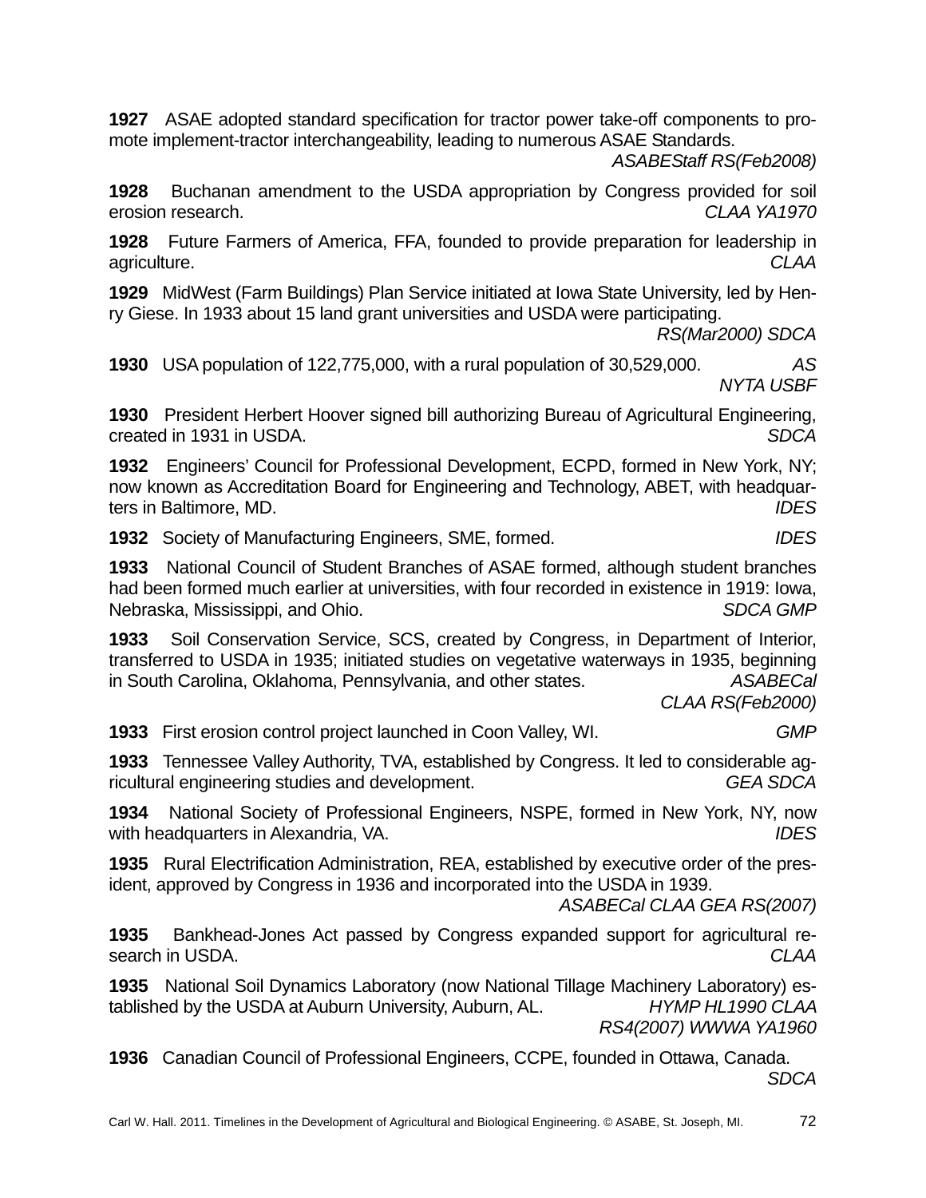**1927** ASAE adopted standard specification for tractor power take-off components to promote implement-tractor interchangeability, leading to numerous ASAE Standards. *ASABEStaff RS(Feb2008)*

**1928** Buchanan amendment to the USDA appropriation by Congress provided for soil erosion research. *CLAA YA1970*

**1928** Future Farmers of America, FFA, founded to provide preparation for leadership in agriculture. *CLAA*

**1929** MidWest (Farm Buildings) Plan Service initiated at Iowa State University, led by Henry Giese. In 1933 about 15 land grant universities and USDA were participating. *RS(Mar2000) SDCA*

**1930** USA population of 122,775,000, with a rural population of 30,529,000. *AS NYTA USBF*

**1930** President Herbert Hoover signed bill authorizing Bureau of Agricultural Engineering, created in 1931 in USDA. *SDCA*

**1932** Engineers' Council for Professional Development, ECPD, formed in New York, NY; now known as Accreditation Board for Engineering and Technology, ABET, with headquarters in Baltimore, MD. *IDES*

**1932** Society of Manufacturing Engineers, SME, formed. *IDES*

**1933** National Council of Student Branches of ASAE formed, although student branches had been formed much earlier at universities, with four recorded in existence in 1919: Iowa, Nebraska, Mississippi, and Ohio. *SDCA GMP*

**1933** Soil Conservation Service, SCS, created by Congress, in Department of Interior, transferred to USDA in 1935; initiated studies on vegetative waterways in 1935, beginning in South Carolina, Oklahoma, Pennsylvania, and other states. *ASABECal CLAA RS(Feb2000)*

**1933** First erosion control project launched in Coon Valley, WI. *GMP*

**1933** Tennessee Valley Authority, TVA, established by Congress. It led to considerable agricultural engineering studies and development. *GEA SDCA*

**1934** National Society of Professional Engineers, NSPE, formed in New York, NY, now with headquarters in Alexandria, VA. *IDES*

**1935** Rural Electrification Administration, REA, established by executive order of the president, approved by Congress in 1936 and incorporated into the USDA in 1939. *ASABECal CLAA GEA RS(2007)*

**1935** Bankhead-Jones Act passed by Congress expanded support for agricultural research in USDA. *CLAA*

**1935** National Soil Dynamics Laboratory (now National Tillage Machinery Laboratory) established by the USDA at Auburn University, Auburn, AL. *HYMP HL1990 CLAA RS4(2007) WWWA YA1960*

**1936** Canadian Council of Professional Engineers, CCPE, founded in Ottawa, Canada. *SDCA*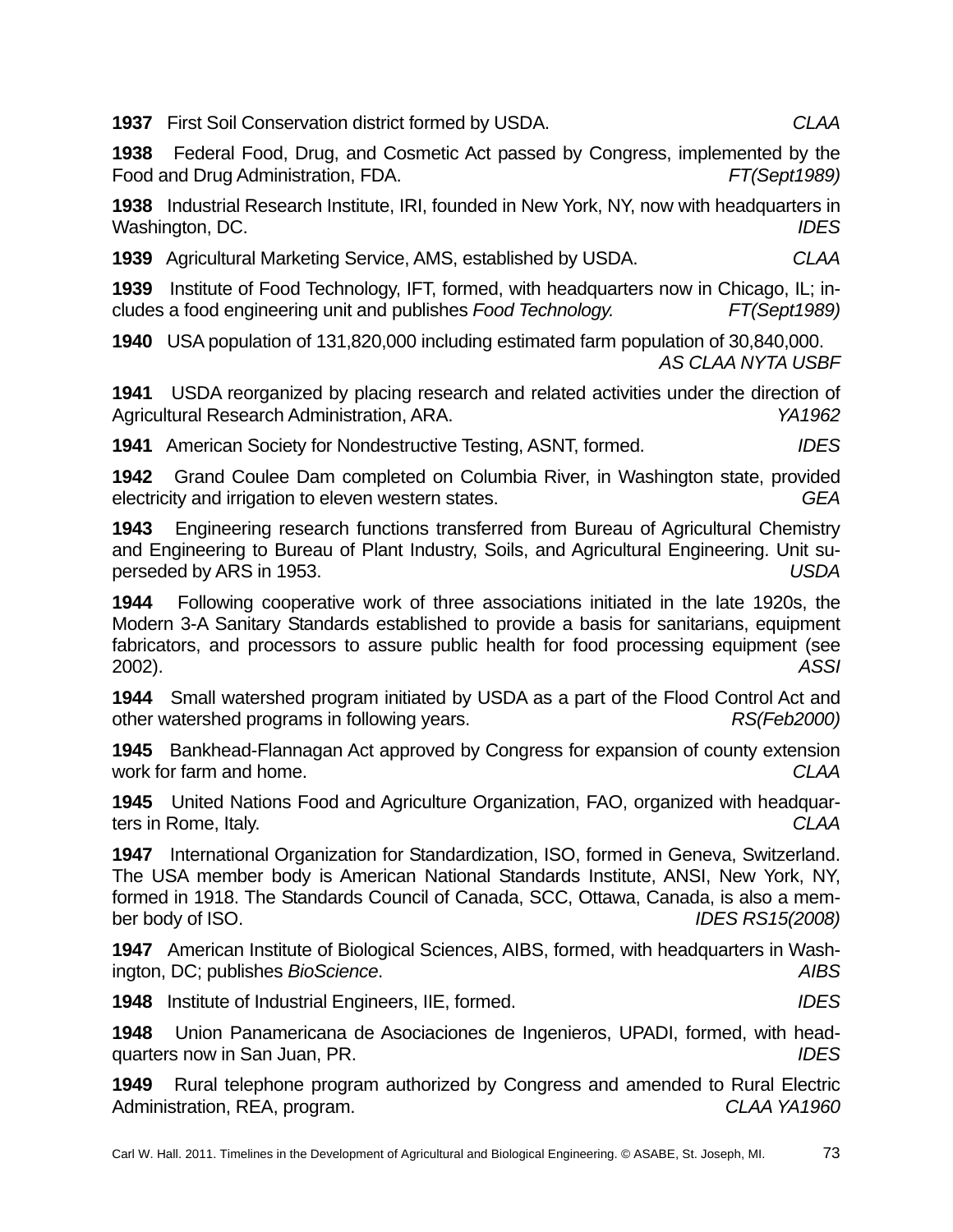**1937** First Soil Conservation district formed by USDA. *CLAA*

**1938** Federal Food, Drug, and Cosmetic Act passed by Congress, implemented by the Food and Drug Administration, FDA. *FT(Sept1989)*

**1938** Industrial Research Institute, IRI, founded in New York, NY, now with headquarters in Washington, DC. *IDES*

**1939** Agricultural Marketing Service, AMS, established by USDA. *CLAA*

**1939** Institute of Food Technology, IFT, formed, with headquarters now in Chicago, IL; includes a food engineering unit and publishes *Food Technology.* *FT(Sept1989)*

**1940** USA population of 131,820,000 including estimated farm population of 30,840,000. *AS CLAA NYTA USBF*

**1941** USDA reorganized by placing research and related activities under the direction of Agricultural Research Administration, ARA. *YA1962*

**1941** American Society for Nondestructive Testing, ASNT, formed. *IDES*

**1942** Grand Coulee Dam completed on Columbia River, in Washington state, provided electricity and irrigation to eleven western states. *GEA*

**1943** Engineering research functions transferred from Bureau of Agricultural Chemistry and Engineering to Bureau of Plant Industry, Soils, and Agricultural Engineering. Unit superseded by ARS in 1953. *USDA*

**1944** Following cooperative work of three associations initiated in the late 1920s, the Modern 3-A Sanitary Standards established to provide a basis for sanitarians, equipment fabricators, and processors to assure public health for food processing equipment (see 2002). *ASSI*

**1944** Small watershed program initiated by USDA as a part of the Flood Control Act and other watershed programs in following years. *RS(Feb2000)*

**1945** Bankhead-Flannagan Act approved by Congress for expansion of county extension work for farm and home. *CLAA*

**1945** United Nations Food and Agriculture Organization, FAO, organized with headquarters in Rome, Italy. *CLAA*

**1947** International Organization for Standardization, ISO, formed in Geneva, Switzerland. The USA member body is American National Standards Institute, ANSI, New York, NY, formed in 1918. The Standards Council of Canada, SCC, Ottawa, Canada, is also a member body of ISO. *IDES RS15(2008)*

**1947** American Institute of Biological Sciences, AIBS, formed, with headquarters in Washington, DC; publishes *BioScience*. *AIBS*

**1948** Institute of Industrial Engineers, IIE, formed. *IDES*

**1948** Union Panamericana de Asociaciones de Ingenieros, UPADI, formed, with headquarters now in San Juan, PR. *IDES*

**1949** Rural telephone program authorized by Congress and amended to Rural Electric Administration, REA, program. *CLAA YA1960*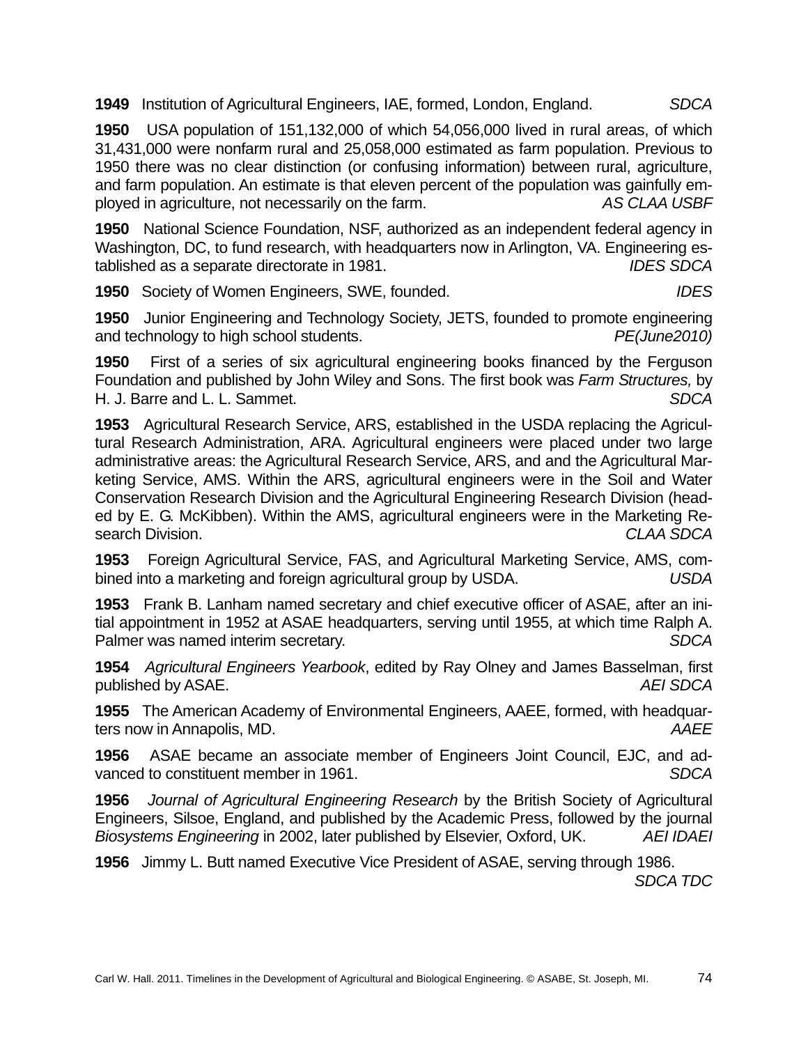**1949** Institution of Agricultural Engineers, IAE, formed, London, England. *SDCA*

**1950** USA population of 151,132,000 of which 54,056,000 lived in rural areas, of which 31,431,000 were nonfarm rural and 25,058,000 estimated as farm population. Previous to 1950 there was no clear distinction (or confusing information) between rural, agriculture, and farm population. An estimate is that eleven percent of the population was gainfully employed in agriculture, not necessarily on the farm. *AS CLAA USBF*

**1950** National Science Foundation, NSF, authorized as an independent federal agency in Washington, DC, to fund research, with headquarters now in Arlington, VA. Engineering established as a separate directorate in 1981. *IDES SDCA*

**1950** Society of Women Engineers, SWE, founded. *IDES*

**1950** Junior Engineering and Technology Society, JETS, founded to promote engineering and technology to high school students. *PE(June2010)*

**1950** First of a series of six agricultural engineering books financed by the Ferguson Foundation and published by John Wiley and Sons. The first book was *Farm Structures,* by H. J. Barre and L. L. Sammet. *SDCA*

**1953** Agricultural Research Service, ARS, established in the USDA replacing the Agricultural Research Administration, ARA. Agricultural engineers were placed under two large administrative areas: the Agricultural Research Service, ARS, and and the Agricultural Marketing Service, AMS. Within the ARS, agricultural engineers were in the Soil and Water Conservation Research Division and the Agricultural Engineering Research Division (headed by E. G. McKibben). Within the AMS, agricultural engineers were in the Marketing Research Division. *CLAA SDCA*

**1953** Foreign Agricultural Service, FAS, and Agricultural Marketing Service, AMS, combined into a marketing and foreign agricultural group by USDA. *USDA*

**1953** Frank B. Lanham named secretary and chief executive officer of ASAE, after an initial appointment in 1952 at ASAE headquarters, serving until 1955, at which time Ralph A. Palmer was named interim secretary. *SDCA*

**1954** *Agricultural Engineers Yearbook*, edited by Ray Olney and James Basselman, first published by ASAE. *AEI SDCA*

**1955** The American Academy of Environmental Engineers, AAEE, formed, with headquarters now in Annapolis, MD. *AAEE*

**1956** ASAE became an associate member of Engineers Joint Council, EJC, and advanced to constituent member in 1961. *SDCA*

**1956** *Journal of Agricultural Engineering Research* by the British Society of Agricultural Engineers, Silsoe, England, and published by the Academic Press, followed by the journal *Biosystems Engineering* in 2002, later published by Elsevier, Oxford, UK. *AEI IDAEI*

**1956** Jimmy L. Butt named Executive Vice President of ASAE, serving through 1986. *SDCA TDC*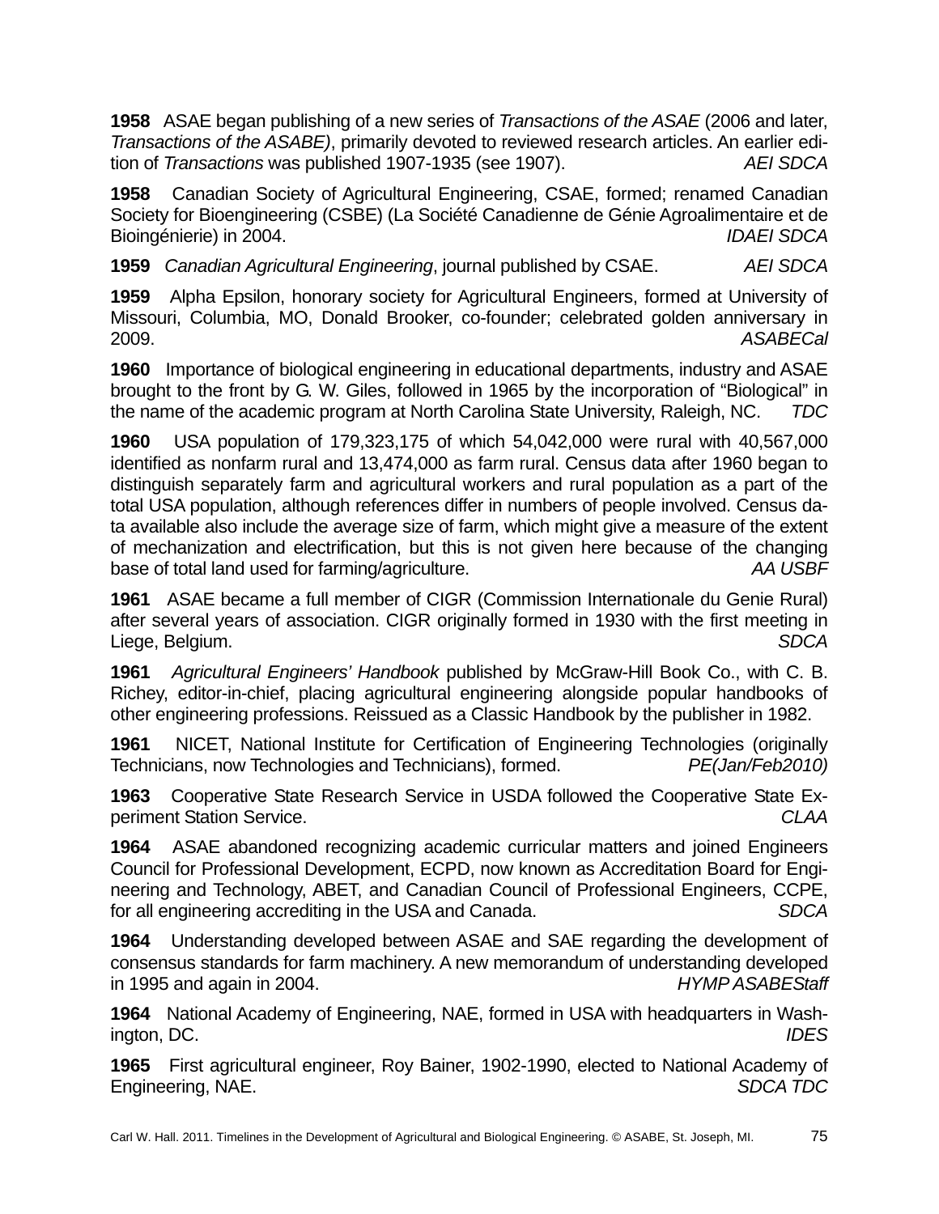**1958** ASAE began publishing of a new series of *Transactions of the ASAE* (2006 and later, *Transactions of the ASABE)*, primarily devoted to reviewed research articles. An earlier edition of *Transactions* was published 1907-1935 (see 1907). *AEI SDCA*

**1958** Canadian Society of Agricultural Engineering, CSAE, formed; renamed Canadian Society for Bioengineering (CSBE) (La Société Canadienne de Génie Agroalimentaire et de Bioingénierie) in 2004. *IDAEI SDCA*

**1959** *Canadian Agricultural Engineering*, journal published by CSAE. *AEI SDCA*

**1959** Alpha Epsilon, honorary society for Agricultural Engineers, formed at University of Missouri, Columbia, MO, Donald Brooker, co-founder; celebrated golden anniversary in 2009. *ASABECal*

**1960** Importance of biological engineering in educational departments, industry and ASAE brought to the front by G. W. Giles, followed in 1965 by the incorporation of "Biological" in the name of the academic program at North Carolina State University, Raleigh, NC. *TDC*

**1960** USA population of 179,323,175 of which 54,042,000 were rural with 40,567,000 identified as nonfarm rural and 13,474,000 as farm rural. Census data after 1960 began to distinguish separately farm and agricultural workers and rural population as a part of the total USA population, although references differ in numbers of people involved. Census data available also include the average size of farm, which might give a measure of the extent of mechanization and electrification, but this is not given here because of the changing base of total land used for farming/agriculture. *AA USBF*

**1961** ASAE became a full member of CIGR (Commission Internationale du Genie Rural) after several years of association. CIGR originally formed in 1930 with the first meeting in Liege, Belgium. *SDCA*

**1961** *Agricultural Engineers' Handbook* published by McGraw-Hill Book Co., with C. B. Richey, editor-in-chief, placing agricultural engineering alongside popular handbooks of other engineering professions. Reissued as a Classic Handbook by the publisher in 1982.

**1961** NICET, National Institute for Certification of Engineering Technologies (originally Technicians, now Technologies and Technicians), formed. *PE(Jan/Feb2010)*

**1963** Cooperative State Research Service in USDA followed the Cooperative State Experiment Station Service. *CLAA*

**1964** ASAE abandoned recognizing academic curricular matters and joined Engineers Council for Professional Development, ECPD, now known as Accreditation Board for Engineering and Technology, ABET, and Canadian Council of Professional Engineers, CCPE, for all engineering accrediting in the USA and Canada. *SDCA*

**1964** Understanding developed between ASAE and SAE regarding the development of consensus standards for farm machinery. A new memorandum of understanding developed in 1995 and again in 2004. *HYMP ASABEStaff*

**1964** National Academy of Engineering, NAE, formed in USA with headquarters in Washington, DC. *IDES*

**1965** First agricultural engineer, Roy Bainer, 1902-1990, elected to National Academy of Engineering, NAE. *SDCA TDC*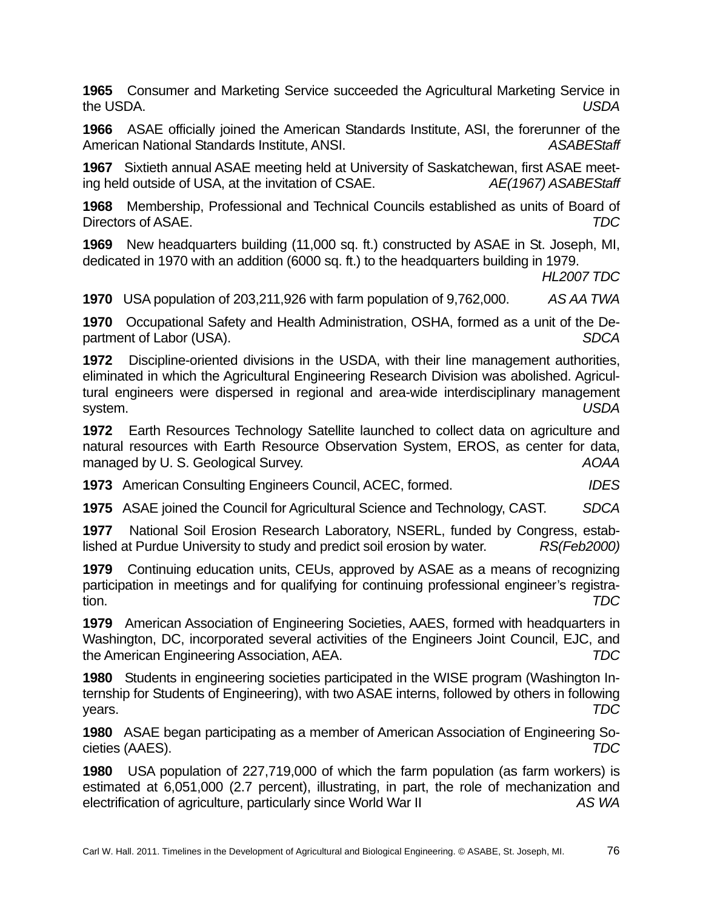**1965** Consumer and Marketing Service succeeded the Agricultural Marketing Service in the USDA. *USDA*

**1966** ASAE officially joined the American Standards Institute, ASI, the forerunner of the American National Standards Institute, ANSI. *ASABEStaff*

**1967** Sixtieth annual ASAE meeting held at University of Saskatchewan, first ASAE meeting held outside of USA, at the invitation of CSAE. *AE(1967) ASABEStaff*

**1968** Membership, Professional and Technical Councils established as units of Board of Directors of ASAE. *TDC*

**1969** New headquarters building (11,000 sq. ft.) constructed by ASAE in St. Joseph, MI, dedicated in 1970 with an addition (6000 sq. ft.) to the headquarters building in 1979. *HL2007 TDC*

**1970** USA population of 203,211,926 with farm population of 9,762,000. *AS AA TWA*

**1970** Occupational Safety and Health Administration, OSHA, formed as a unit of the Department of Labor (USA). *SDCA*

**1972** Discipline-oriented divisions in the USDA, with their line management authorities, eliminated in which the Agricultural Engineering Research Division was abolished. Agricultural engineers were dispersed in regional and area-wide interdisciplinary management system. *USDA*

**1972** Earth Resources Technology Satellite launched to collect data on agriculture and natural resources with Earth Resource Observation System, EROS, as center for data, managed by U. S. Geological Survey. *AOAA*

**1973** American Consulting Engineers Council, ACEC, formed. *IDES*

**1975** ASAE joined the Council for Agricultural Science and Technology, CAST. *SDCA*

**1977** National Soil Erosion Research Laboratory, NSERL, funded by Congress, established at Purdue University to study and predict soil erosion by water. *RS(Feb2000)*

**1979** Continuing education units, CEUs, approved by ASAE as a means of recognizing participation in meetings and for qualifying for continuing professional engineer's registration. *TDC*

**1979** American Association of Engineering Societies, AAES, formed with headquarters in Washington, DC, incorporated several activities of the Engineers Joint Council, EJC, and the American Engineering Association, AEA. *TDC*

**1980** Students in engineering societies participated in the WISE program (Washington Internship for Students of Engineering), with two ASAE interns, followed by others in following years. *TDC*

**1980** ASAE began participating as a member of American Association of Engineering Societies (AAES). *TDC*

**1980** USA population of 227,719,000 of which the farm population (as farm workers) is estimated at 6,051,000 (2.7 percent), illustrating, in part, the role of mechanization and electrification of agriculture, particularly since World War II *AS WA*

Carl W. Hall. 2011. Timelines in the Development of Agricultural and Biological Engineering. © ASABE, St. Joseph, MI.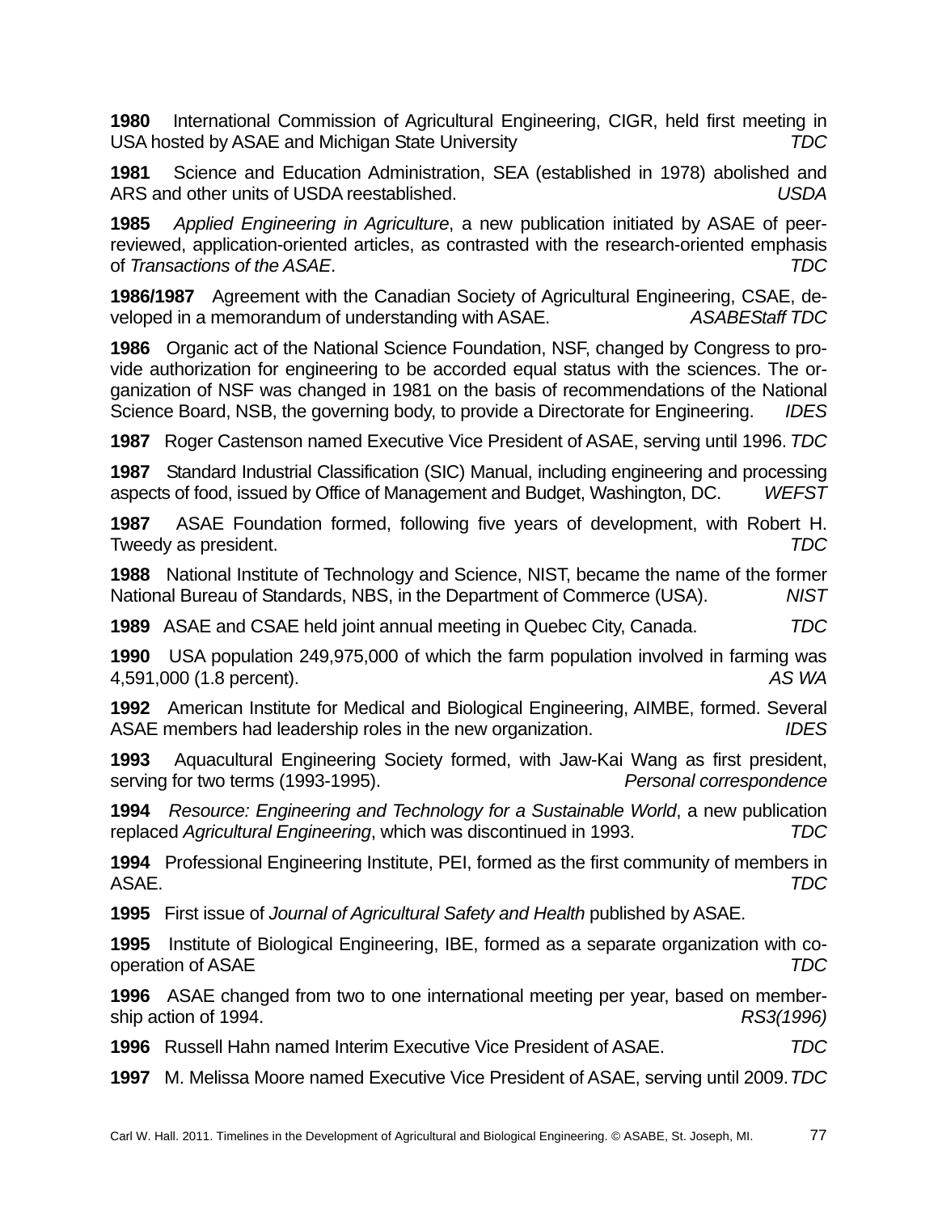**1980** International Commission of Agricultural Engineering, CIGR, held first meeting in USA hosted by ASAE and Michigan State University *TDC*

**1981** Science and Education Administration, SEA (established in 1978) abolished and ARS and other units of USDA reestablished. *USDA*

**1985** *Applied Engineering in Agriculture*, a new publication initiated by ASAE of peer-reviewed, application-oriented articles, as contrasted with the research-oriented emphasis of *Transactions of the ASAE*. *TDC*

**1986/1987** Agreement with the Canadian Society of Agricultural Engineering, CSAE, developed in a memorandum of understanding with ASAE. *ASABEStaff TDC*

**1986** Organic act of the National Science Foundation, NSF, changed by Congress to provide authorization for engineering to be accorded equal status with the sciences. The organization of NSF was changed in 1981 on the basis of recommendations of the National Science Board, NSB, the governing body, to provide a Directorate for Engineering. *IDES*

**1987** Roger Castenson named Executive Vice President of ASAE, serving until 1996. *TDC*

**1987** Standard Industrial Classification (SIC) Manual, including engineering and processing aspects of food, issued by Office of Management and Budget, Washington, DC. *WEFST*

**1987** ASAE Foundation formed, following five years of development, with Robert H. Tweedy as president. *TDC*

**1988** National Institute of Technology and Science, NIST, became the name of the former National Bureau of Standards, NBS, in the Department of Commerce (USA). *NIST*

**1989** ASAE and CSAE held joint annual meeting in Quebec City, Canada. *TDC*

**1990** USA population 249,975,000 of which the farm population involved in farming was 4,591,000 (1.8 percent). *AS WA*

**1992** American Institute for Medical and Biological Engineering, AIMBE, formed. Several ASAE members had leadership roles in the new organization. *IDES*

**1993** Aquacultural Engineering Society formed, with Jaw-Kai Wang as first president, serving for two terms (1993-1995). *Personal correspondence*

**1994** *Resource: Engineering and Technology for a Sustainable World*, a new publication replaced *Agricultural Engineering*, which was discontinued in 1993. *TDC*

**1994** Professional Engineering Institute, PEI, formed as the first community of members in ASAE. *TDC*

**1995** First issue of *Journal of Agricultural Safety and Health* published by ASAE.

**1995** Institute of Biological Engineering, IBE, formed as a separate organization with cooperation of ASAE *TDC*

**1996** ASAE changed from two to one international meeting per year, based on membership action of 1994. *RS3(1996)*

**1996** Russell Hahn named Interim Executive Vice President of ASAE. *TDC*

**1997** M. Melissa Moore named Executive Vice President of ASAE, serving until 2009. *TDC*

Carl W. Hall. 2011. Timelines in the Development of Agricultural and Biological Engineering. © ASABE, St. Joseph, MI.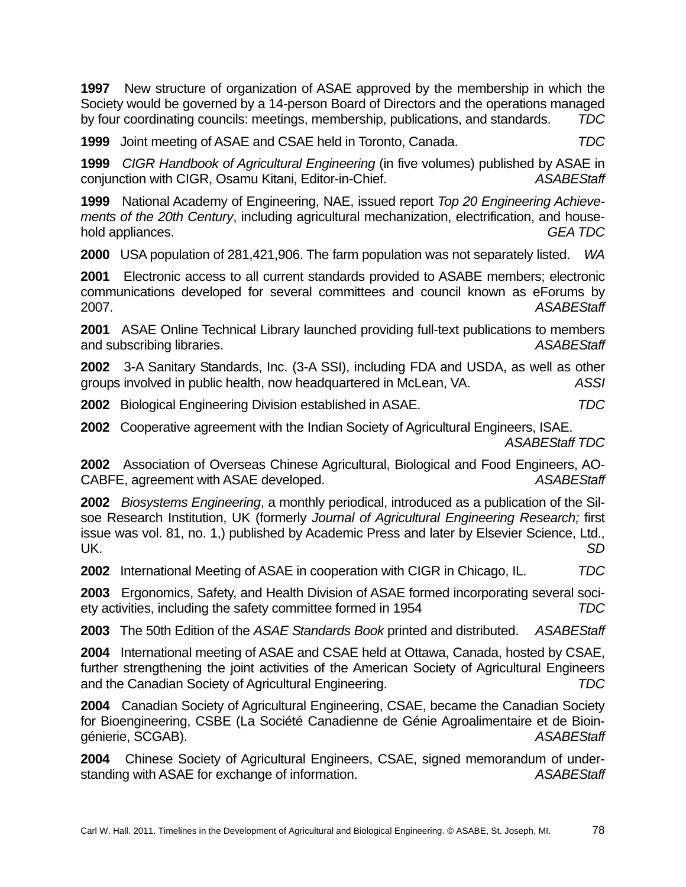**1997** New structure of organization of ASAE approved by the membership in which the Society would be governed by a 14-person Board of Directors and the operations managed by four coordinating councils: meetings, membership, publications, and standards. *TDC*

**1999** Joint meeting of ASAE and CSAE held in Toronto, Canada. *TDC*

**1999** *CIGR Handbook of Agricultural Engineering* (in five volumes) published by ASAE in conjunction with CIGR, Osamu Kitani, Editor-in-Chief. *ASABEStaff*

**1999** National Academy of Engineering, NAE, issued report *Top 20 Engineering Achievements of the 20th Century*, including agricultural mechanization, electrification, and household appliances. *GEA TDC*

**2000** USA population of 281,421,906. The farm population was not separately listed. *WA*

**2001** Electronic access to all current standards provided to ASABE members; electronic communications developed for several committees and council known as eForums by 2007. *ASABEStaff*

**2001** ASAE Online Technical Library launched providing full-text publications to members and subscribing libraries. *ASABEStaff*

**2002** 3-A Sanitary Standards, Inc. (3-A SSI), including FDA and USDA, as well as other groups involved in public health, now headquartered in McLean, VA. *ASSI*

**2002** Biological Engineering Division established in ASAE. *TDC*

**2002** Cooperative agreement with the Indian Society of Agricultural Engineers, ISAE. *ASABEStaff TDC*

**2002** Association of Overseas Chinese Agricultural, Biological and Food Engineers, AOCABFE, agreement with ASAE developed. *ASABEStaff*

**2002** *Biosystems Engineering*, a monthly periodical, introduced as a publication of the Silsoe Research Institution, UK (formerly *Journal of Agricultural Engineering Research;* first issue was vol. 81, no. 1,) published by Academic Press and later by Elsevier Science, Ltd., UK. *SD*

**2002** International Meeting of ASAE in cooperation with CIGR in Chicago, IL. *TDC*

**2003** Ergonomics, Safety, and Health Division of ASAE formed incorporating several society activities, including the safety committee formed in 1954 *TDC*

**2003** The 50th Edition of the *ASAE Standards Book* printed and distributed. *ASABEStaff*

**2004** International meeting of ASAE and CSAE held at Ottawa, Canada, hosted by CSAE, further strengthening the joint activities of the American Society of Agricultural Engineers and the Canadian Society of Agricultural Engineering. *TDC*

**2004** Canadian Society of Agricultural Engineering, CSAE, became the Canadian Society for Bioengineering, CSBE (La Société Canadienne de Génie Agroalimentaire et de Bioingénierie, SCGAB). *ASABEStaff*

**2004** Chinese Society of Agricultural Engineers, CSAE, signed memorandum of understanding with ASAE for exchange of information. *ASABEStaff*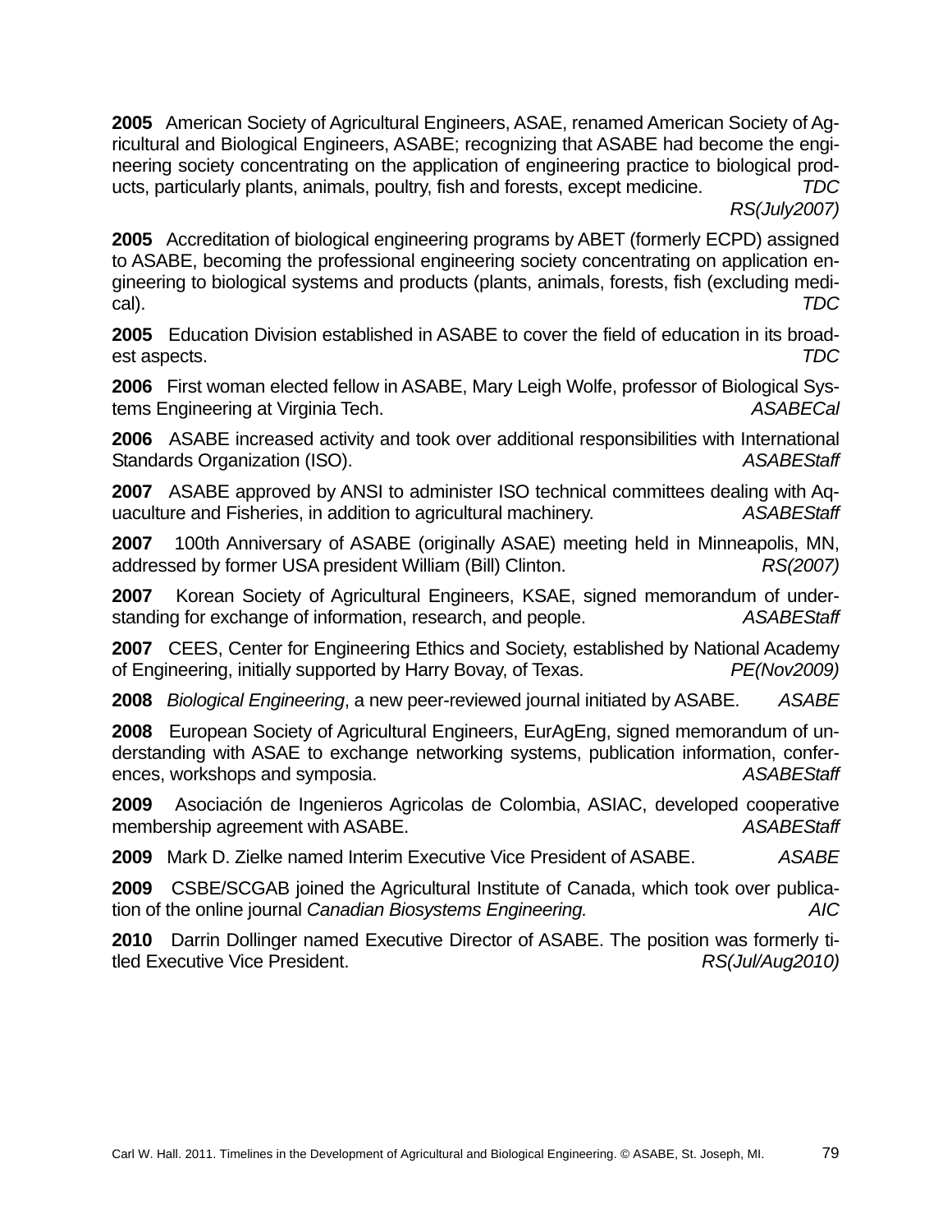**2005** American Society of Agricultural Engineers, ASAE, renamed American Society of Agricultural and Biological Engineers, ASABE; recognizing that ASABE had become the engineering society concentrating on the application of engineering practice to biological products, particularly plants, animals, poultry, fish and forests, except medicine. *TDC RS(July2007)*

**2005** Accreditation of biological engineering programs by ABET (formerly ECPD) assigned to ASABE, becoming the professional engineering society concentrating on application engineering to biological systems and products (plants, animals, forests, fish (excluding medical). *TDC*

**2005** Education Division established in ASABE to cover the field of education in its broadest aspects. *TDC*

**2006** First woman elected fellow in ASABE, Mary Leigh Wolfe, professor of Biological Systems Engineering at Virginia Tech. *ASABECal*

**2006** ASABE increased activity and took over additional responsibilities with International Standards Organization (ISO). *ASABEStaff*

**2007** ASABE approved by ANSI to administer ISO technical committees dealing with Aquaculture and Fisheries, in addition to agricultural machinery. *ASABEStaff*

**2007** 100th Anniversary of ASABE (originally ASAE) meeting held in Minneapolis, MN, addressed by former USA president William (Bill) Clinton. *RS(2007)*

**2007** Korean Society of Agricultural Engineers, KSAE, signed memorandum of understanding for exchange of information, research, and people. *ASABEStaff*

**2007** CEES, Center for Engineering Ethics and Society, established by National Academy of Engineering, initially supported by Harry Bovay, of Texas. *PE(Nov2009)*

**2008** *Biological Engineering*, a new peer-reviewed journal initiated by ASABE. *ASABE*

**2008** European Society of Agricultural Engineers, EurAgEng, signed memorandum of understanding with ASAE to exchange networking systems, publication information, conferences, workshops and symposia. *ASABEStaff*

**2009** Asociación de Ingenieros Agricolas de Colombia, ASIAC, developed cooperative membership agreement with ASABE. *ASABEStaff*

**2009** Mark D. Zielke named Interim Executive Vice President of ASABE. *ASABE*

**2009** CSBE/SCGAB joined the Agricultural Institute of Canada, which took over publication of the online journal *Canadian Biosystems Engineering.* *AIC*

**2010** Darrin Dollinger named Executive Director of ASABE. The position was formerly titled Executive Vice President. *RS(Jul/Aug2010)*